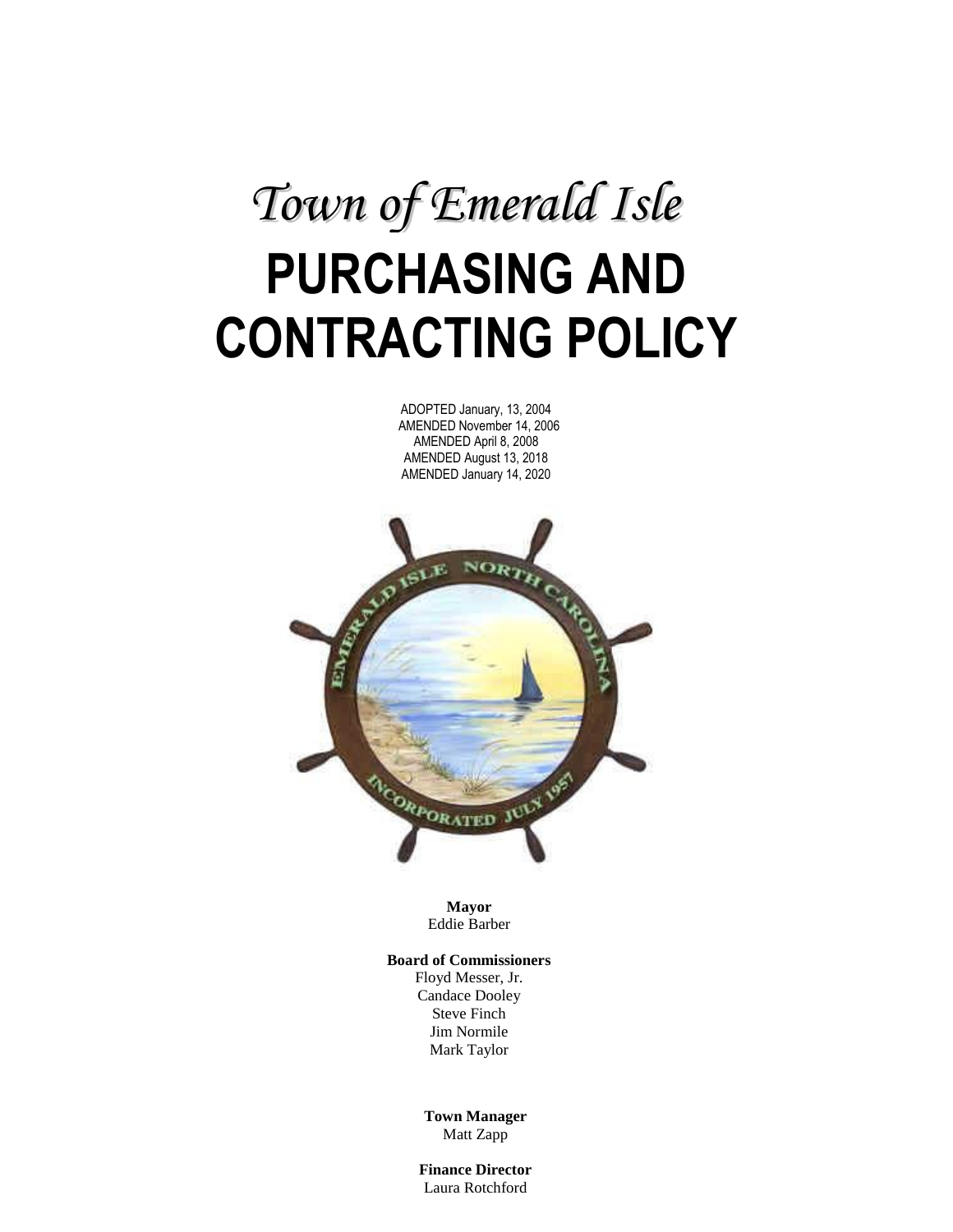*Town of Emerald Isle*

# PURCHASING AND CONTRACTING POLICY

ADOPTED January, 13, 2004
AMENDED November 14, 2006
AMENDED April 8, 2008
AMENDED August 13, 2018
AMENDED January 14, 2020

**Mayor**
Eddie Barber

**Board of Commissioners**
Floyd Messer, Jr.
Candace Dooley
Steve Finch
Jim Normile
Mark Taylor

**Town Manager**
Matt Zapp

**Finance Director**
Laura Rotchford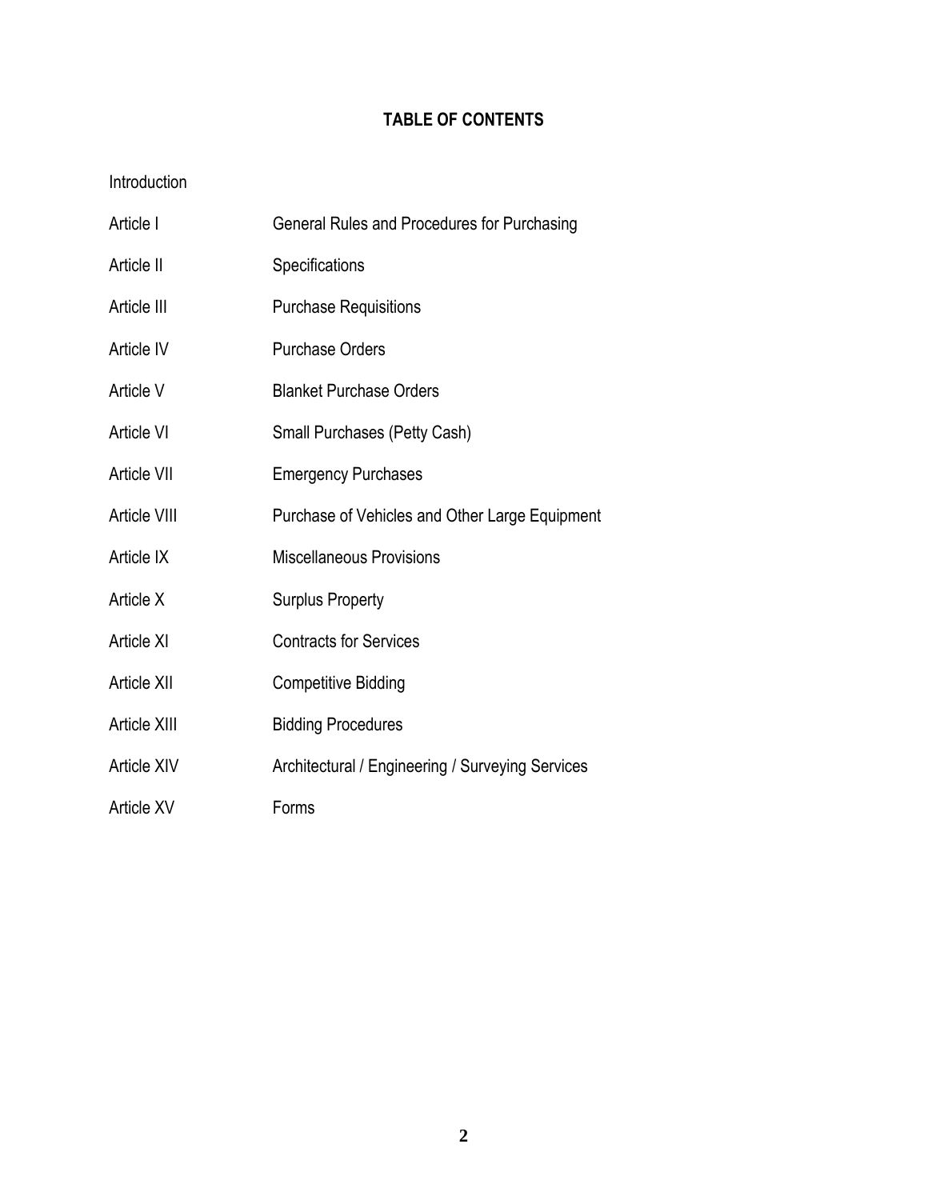# TABLE OF CONTENTS

| | |
|---|---|
| Introduction | |
| Article I | General Rules and Procedures for Purchasing |
| Article II | Specifications |
| Article III | Purchase Requisitions |
| Article IV | Purchase Orders |
| Article V | Blanket Purchase Orders |
| Article VI | Small Purchases (Petty Cash) |
| Article VII | Emergency Purchases |
| Article VIII | Purchase of Vehicles and Other Large Equipment |
| Article IX | Miscellaneous Provisions |
| Article X | Surplus Property |
| Article XI | Contracts for Services |
| Article XII | Competitive Bidding |
| Article XIII | Bidding Procedures |
| Article XIV | Architectural / Engineering / Surveying Services |
| Article XV | Forms |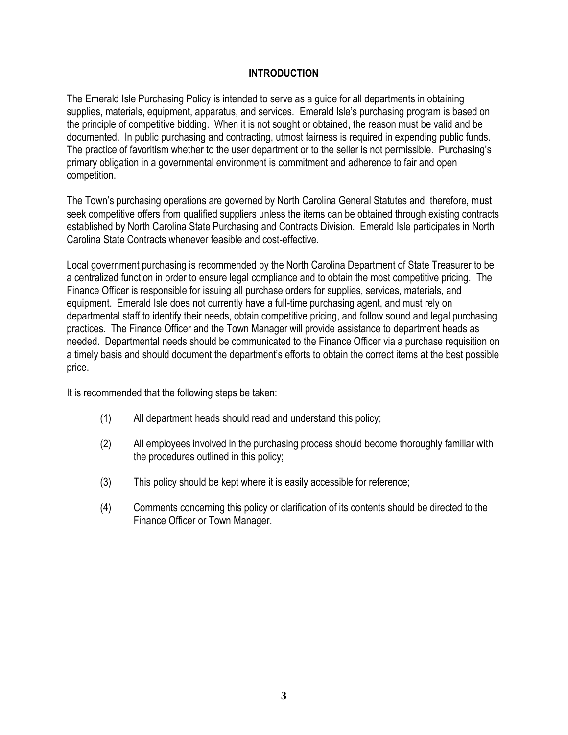## INTRODUCTION

The Emerald Isle Purchasing Policy is intended to serve as a guide for all departments in obtaining supplies, materials, equipment, apparatus, and services. Emerald Isle's purchasing program is based on the principle of competitive bidding. When it is not sought or obtained, the reason must be valid and be documented. In public purchasing and contracting, utmost fairness is required in expending public funds. The practice of favoritism whether to the user department or to the seller is not permissible. Purchasing's primary obligation in a governmental environment is commitment and adherence to fair and open competition.

The Town's purchasing operations are governed by North Carolina General Statutes and, therefore, must seek competitive offers from qualified suppliers unless the items can be obtained through existing contracts established by North Carolina State Purchasing and Contracts Division. Emerald Isle participates in North Carolina State Contracts whenever feasible and cost-effective.

Local government purchasing is recommended by the North Carolina Department of State Treasurer to be a centralized function in order to ensure legal compliance and to obtain the most competitive pricing. The Finance Officer is responsible for issuing all purchase orders for supplies, services, materials, and equipment. Emerald Isle does not currently have a full-time purchasing agent, and must rely on departmental staff to identify their needs, obtain competitive pricing, and follow sound and legal purchasing practices. The Finance Officer and the Town Manager will provide assistance to department heads as needed. Departmental needs should be communicated to the Finance Officer via a purchase requisition on a timely basis and should document the department's efforts to obtain the correct items at the best possible price.

It is recommended that the following steps be taken:

(1) All department heads should read and understand this policy;

(2) All employees involved in the purchasing process should become thoroughly familiar with the procedures outlined in this policy;

(3) This policy should be kept where it is easily accessible for reference;

(4) Comments concerning this policy or clarification of its contents should be directed to the Finance Officer or Town Manager.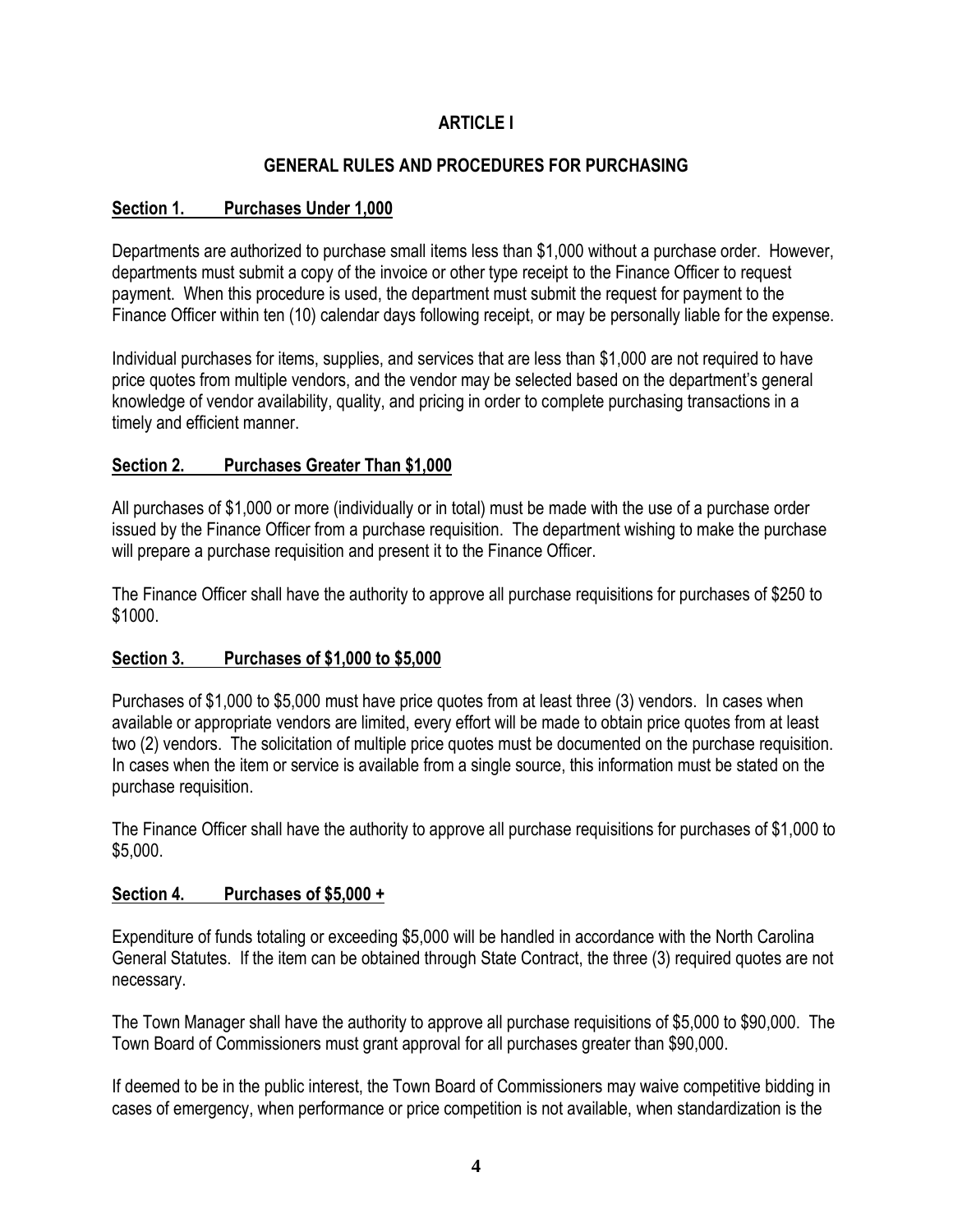# ARTICLE I

## GENERAL RULES AND PROCEDURES FOR PURCHASING

### Section 1. Purchases Under 1,000

Departments are authorized to purchase small items less than $1,000 without a purchase order. However, departments must submit a copy of the invoice or other type receipt to the Finance Officer to request payment. When this procedure is used, the department must submit the request for payment to the Finance Officer within ten (10) calendar days following receipt, or may be personally liable for the expense.

Individual purchases for items, supplies, and services that are less than $1,000 are not required to have price quotes from multiple vendors, and the vendor may be selected based on the department's general knowledge of vendor availability, quality, and pricing in order to complete purchasing transactions in a timely and efficient manner.

### Section 2. Purchases Greater Than $1,000

All purchases of $1,000 or more (individually or in total) must be made with the use of a purchase order issued by the Finance Officer from a purchase requisition. The department wishing to make the purchase will prepare a purchase requisition and present it to the Finance Officer.

The Finance Officer shall have the authority to approve all purchase requisitions for purchases of $250 to $1000.

### Section 3. Purchases of $1,000 to $5,000

Purchases of $1,000 to $5,000 must have price quotes from at least three (3) vendors. In cases when available or appropriate vendors are limited, every effort will be made to obtain price quotes from at least two (2) vendors. The solicitation of multiple price quotes must be documented on the purchase requisition. In cases when the item or service is available from a single source, this information must be stated on the purchase requisition.

The Finance Officer shall have the authority to approve all purchase requisitions for purchases of $1,000 to $5,000.

### Section 4. Purchases of $5,000 +

Expenditure of funds totaling or exceeding $5,000 will be handled in accordance with the North Carolina General Statutes. If the item can be obtained through State Contract, the three (3) required quotes are not necessary.

The Town Manager shall have the authority to approve all purchase requisitions of $5,000 to $90,000. The Town Board of Commissioners must grant approval for all purchases greater than $90,000.

If deemed to be in the public interest, the Town Board of Commissioners may waive competitive bidding in cases of emergency, when performance or price competition is not available, when standardization is the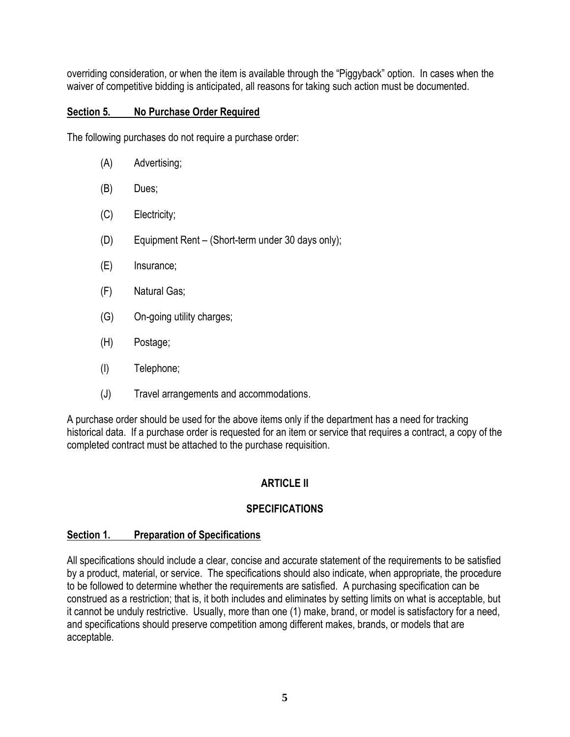overriding consideration, or when the item is available through the "Piggyback" option. In cases when the waiver of competitive bidding is anticipated, all reasons for taking such action must be documented.

## Section 5. No Purchase Order Required

The following purchases do not require a purchase order:

(A) Advertising;

(B) Dues;

(C) Electricity;

(D) Equipment Rent – (Short-term under 30 days only);

(E) Insurance;

(F) Natural Gas;

(G) On-going utility charges;

(H) Postage;

(I) Telephone;

(J) Travel arrangements and accommodations.

A purchase order should be used for the above items only if the department has a need for tracking historical data. If a purchase order is requested for an item or service that requires a contract, a copy of the completed contract must be attached to the purchase requisition.

# ARTICLE II

# SPECIFICATIONS

## Section 1. Preparation of Specifications

All specifications should include a clear, concise and accurate statement of the requirements to be satisfied by a product, material, or service. The specifications should also indicate, when appropriate, the procedure to be followed to determine whether the requirements are satisfied. A purchasing specification can be construed as a restriction; that is, it both includes and eliminates by setting limits on what is acceptable, but it cannot be unduly restrictive. Usually, more than one (1) make, brand, or model is satisfactory for a need, and specifications should preserve competition among different makes, brands, or models that are acceptable.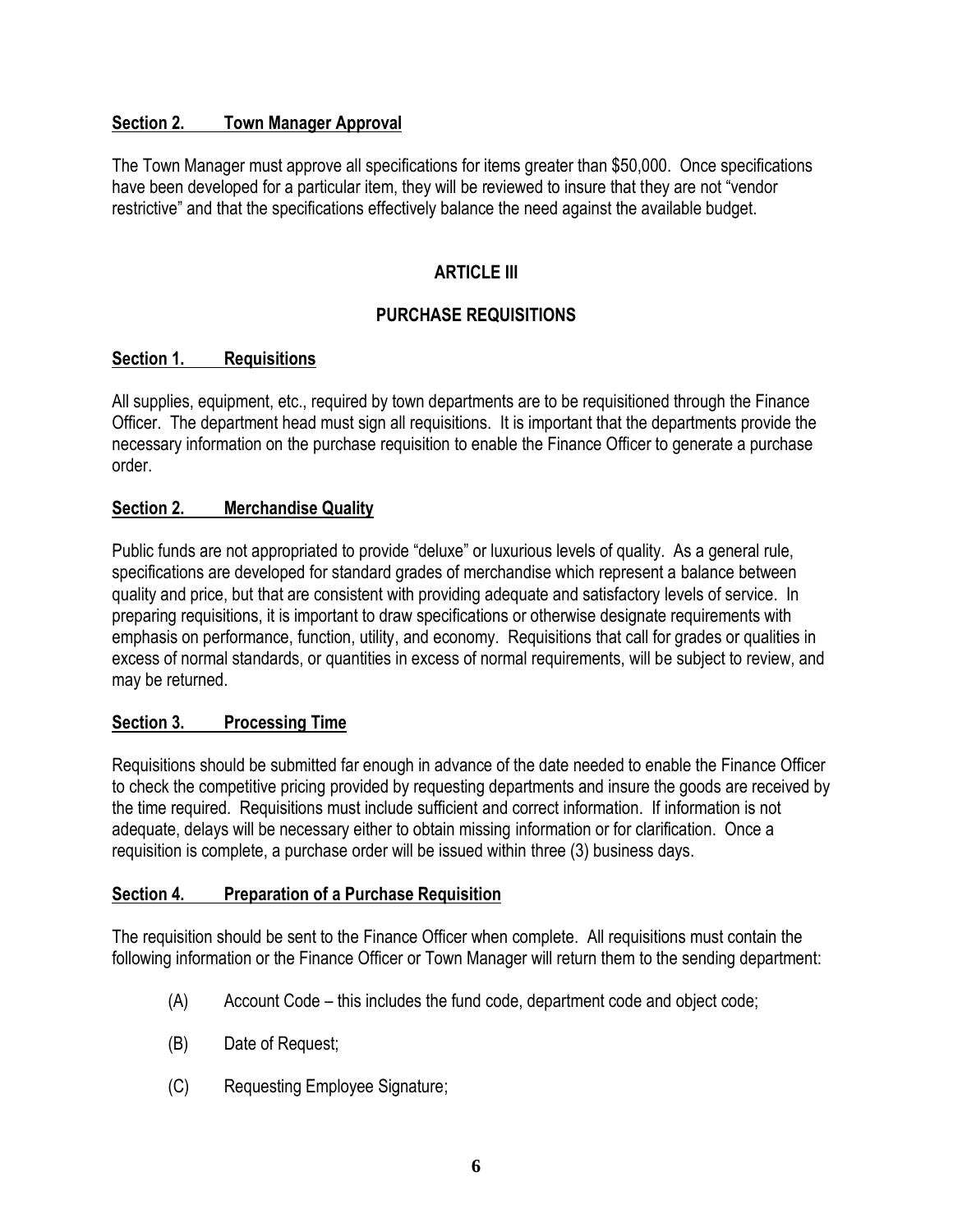**Section 2. Town Manager Approval**

The Town Manager must approve all specifications for items greater than $50,000. Once specifications have been developed for a particular item, they will be reviewed to insure that they are not "vendor restrictive" and that the specifications effectively balance the need against the available budget.

## ARTICLE III

## PURCHASE REQUISITIONS

**Section 1. Requisitions**

All supplies, equipment, etc., required by town departments are to be requisitioned through the Finance Officer. The department head must sign all requisitions. It is important that the departments provide the necessary information on the purchase requisition to enable the Finance Officer to generate a purchase order.

**Section 2. Merchandise Quality**

Public funds are not appropriated to provide "deluxe" or luxurious levels of quality. As a general rule, specifications are developed for standard grades of merchandise which represent a balance between quality and price, but that are consistent with providing adequate and satisfactory levels of service. In preparing requisitions, it is important to draw specifications or otherwise designate requirements with emphasis on performance, function, utility, and economy. Requisitions that call for grades or qualities in excess of normal standards, or quantities in excess of normal requirements, will be subject to review, and may be returned.

**Section 3. Processing Time**

Requisitions should be submitted far enough in advance of the date needed to enable the Finance Officer to check the competitive pricing provided by requesting departments and insure the goods are received by the time required. Requisitions must include sufficient and correct information. If information is not adequate, delays will be necessary either to obtain missing information or for clarification. Once a requisition is complete, a purchase order will be issued within three (3) business days.

**Section 4. Preparation of a Purchase Requisition**

The requisition should be sent to the Finance Officer when complete. All requisitions must contain the following information or the Finance Officer or Town Manager will return them to the sending department:

- (A) Account Code – this includes the fund code, department code and object code;
- (B) Date of Request;
- (C) Requesting Employee Signature;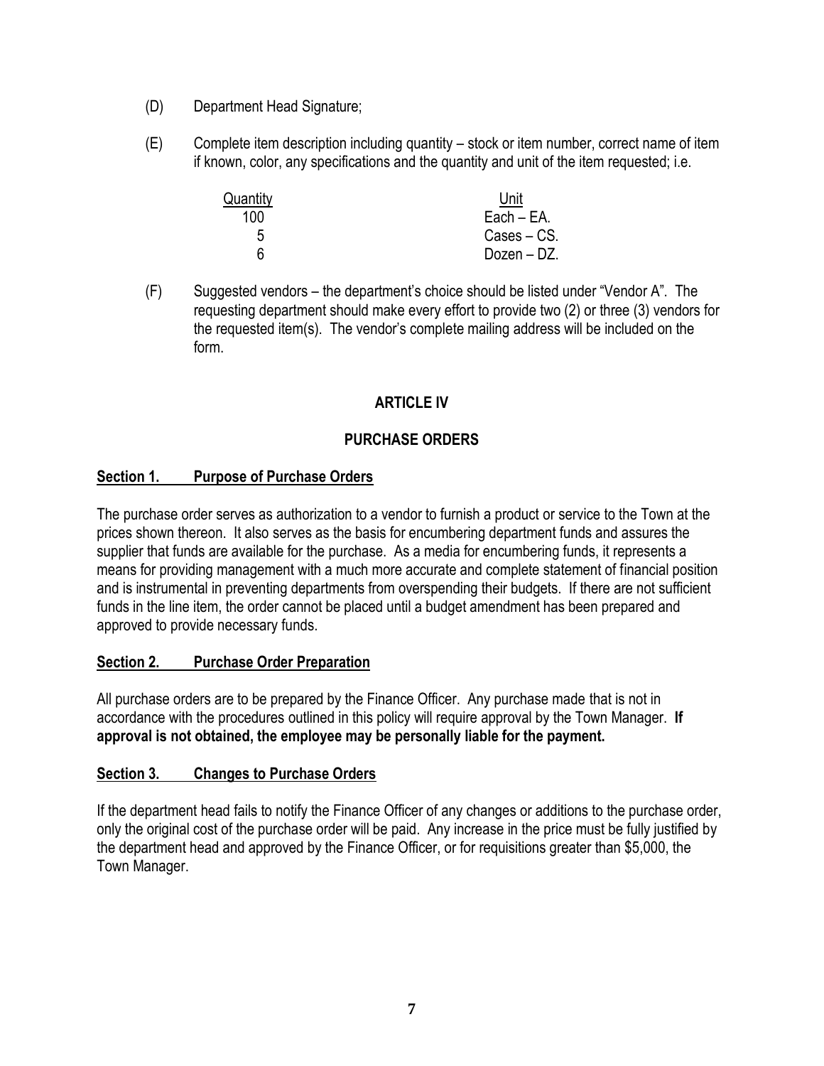(D) Department Head Signature;

(E) Complete item description including quantity – stock or item number, correct name of item if known, color, any specifications and the quantity and unit of the item requested; i.e.

| Quantity | Unit |
|---|---|
| 100 | Each – EA. |
| 5 | Cases – CS. |
| 6 | Dozen – DZ. |

(F) Suggested vendors – the department's choice should be listed under "Vendor A". The requesting department should make every effort to provide two (2) or three (3) vendors for the requested item(s). The vendor's complete mailing address will be included on the form.

## ARTICLE IV

## PURCHASE ORDERS

### Section 1. Purpose of Purchase Orders

The purchase order serves as authorization to a vendor to furnish a product or service to the Town at the prices shown thereon. It also serves as the basis for encumbering department funds and assures the supplier that funds are available for the purchase. As a media for encumbering funds, it represents a means for providing management with a much more accurate and complete statement of financial position and is instrumental in preventing departments from overspending their budgets. If there are not sufficient funds in the line item, the order cannot be placed until a budget amendment has been prepared and approved to provide necessary funds.

### Section 2. Purchase Order Preparation

All purchase orders are to be prepared by the Finance Officer. Any purchase made that is not in accordance with the procedures outlined in this policy will require approval by the Town Manager. **If approval is not obtained, the employee may be personally liable for the payment.**

### Section 3. Changes to Purchase Orders

If the department head fails to notify the Finance Officer of any changes or additions to the purchase order, only the original cost of the purchase order will be paid. Any increase in the price must be fully justified by the department head and approved by the Finance Officer, or for requisitions greater than $5,000, the Town Manager.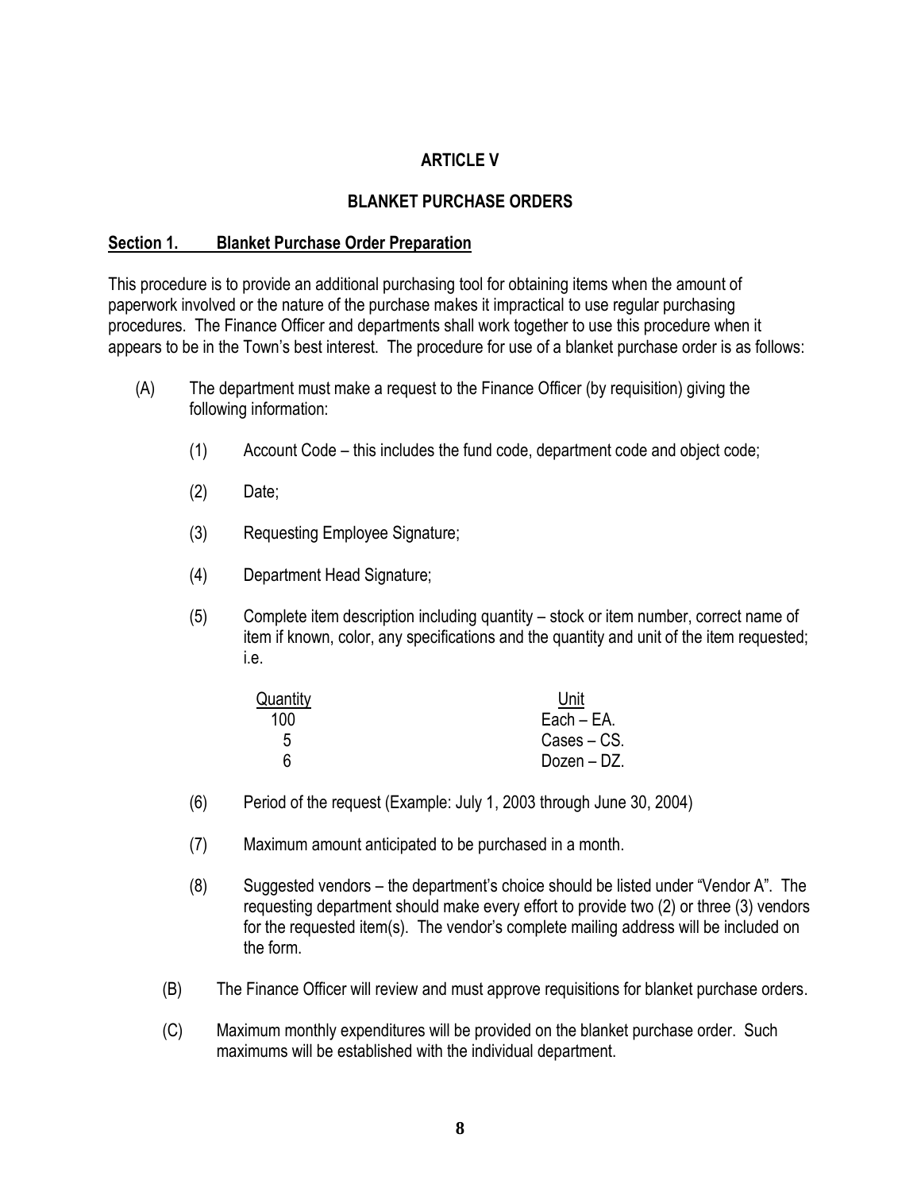# ARTICLE V

## BLANKET PURCHASE ORDERS

**Section 1. Blanket Purchase Order Preparation**

This procedure is to provide an additional purchasing tool for obtaining items when the amount of paperwork involved or the nature of the purchase makes it impractical to use regular purchasing procedures. The Finance Officer and departments shall work together to use this procedure when it appears to be in the Town's best interest. The procedure for use of a blanket purchase order is as follows:

(A) The department must make a request to the Finance Officer (by requisition) giving the following information:

(1) Account Code – this includes the fund code, department code and object code;

(2) Date;

(3) Requesting Employee Signature;

(4) Department Head Signature;

(5) Complete item description including quantity – stock or item number, correct name of item if known, color, any specifications and the quantity and unit of the item requested; i.e.

| Quantity | Unit |
|---|---|
| 100 | Each – EA. |
| 5 | Cases – CS. |
| 6 | Dozen – DZ. |

(6) Period of the request (Example: July 1, 2003 through June 30, 2004)

(7) Maximum amount anticipated to be purchased in a month.

(8) Suggested vendors – the department's choice should be listed under "Vendor A". The requesting department should make every effort to provide two (2) or three (3) vendors for the requested item(s). The vendor's complete mailing address will be included on the form.

(B) The Finance Officer will review and must approve requisitions for blanket purchase orders.

(C) Maximum monthly expenditures will be provided on the blanket purchase order. Such maximums will be established with the individual department.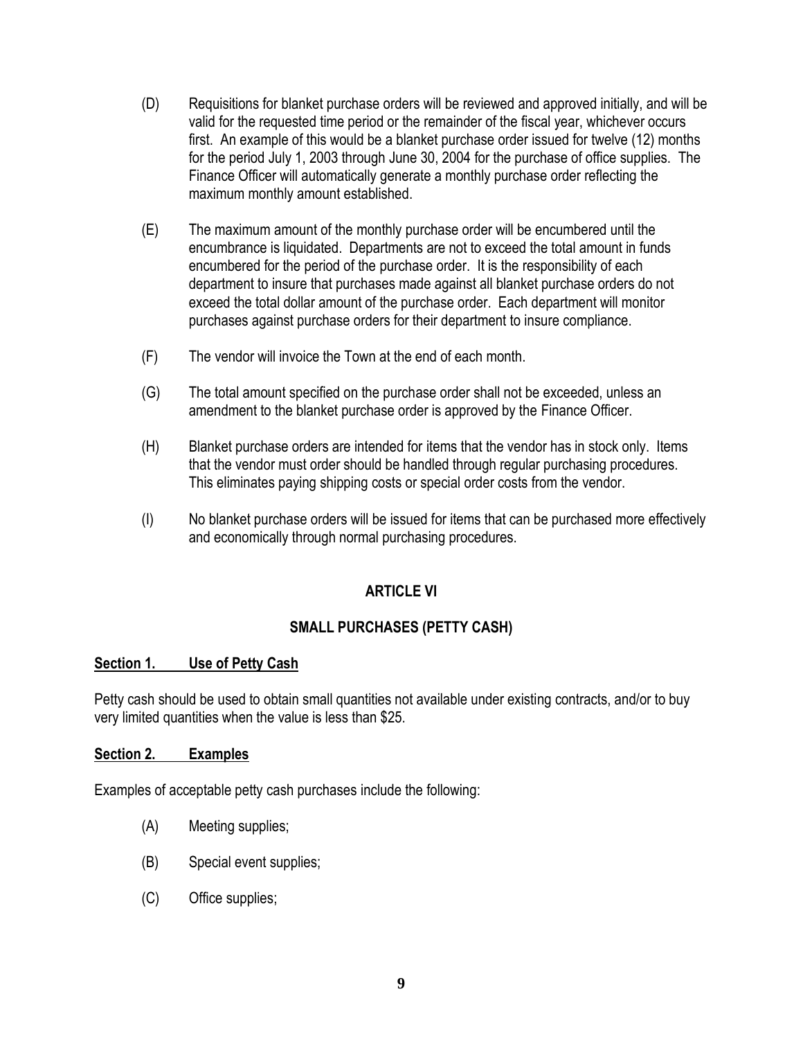(D) Requisitions for blanket purchase orders will be reviewed and approved initially, and will be valid for the requested time period or the remainder of the fiscal year, whichever occurs first. An example of this would be a blanket purchase order issued for twelve (12) months for the period July 1, 2003 through June 30, 2004 for the purchase of office supplies. The Finance Officer will automatically generate a monthly purchase order reflecting the maximum monthly amount established.

(E) The maximum amount of the monthly purchase order will be encumbered until the encumbrance is liquidated. Departments are not to exceed the total amount in funds encumbered for the period of the purchase order. It is the responsibility of each department to insure that purchases made against all blanket purchase orders do not exceed the total dollar amount of the purchase order. Each department will monitor purchases against purchase orders for their department to insure compliance.

(F) The vendor will invoice the Town at the end of each month.

(G) The total amount specified on the purchase order shall not be exceeded, unless an amendment to the blanket purchase order is approved by the Finance Officer.

(H) Blanket purchase orders are intended for items that the vendor has in stock only. Items that the vendor must order should be handled through regular purchasing procedures. This eliminates paying shipping costs or special order costs from the vendor.

(I) No blanket purchase orders will be issued for items that can be purchased more effectively and economically through normal purchasing procedures.

## ARTICLE VI

## SMALL PURCHASES (PETTY CASH)

**Section 1. Use of Petty Cash**

Petty cash should be used to obtain small quantities not available under existing contracts, and/or to buy very limited quantities when the value is less than $25.

**Section 2. Examples**

Examples of acceptable petty cash purchases include the following:

(A) Meeting supplies;

(B) Special event supplies;

(C) Office supplies;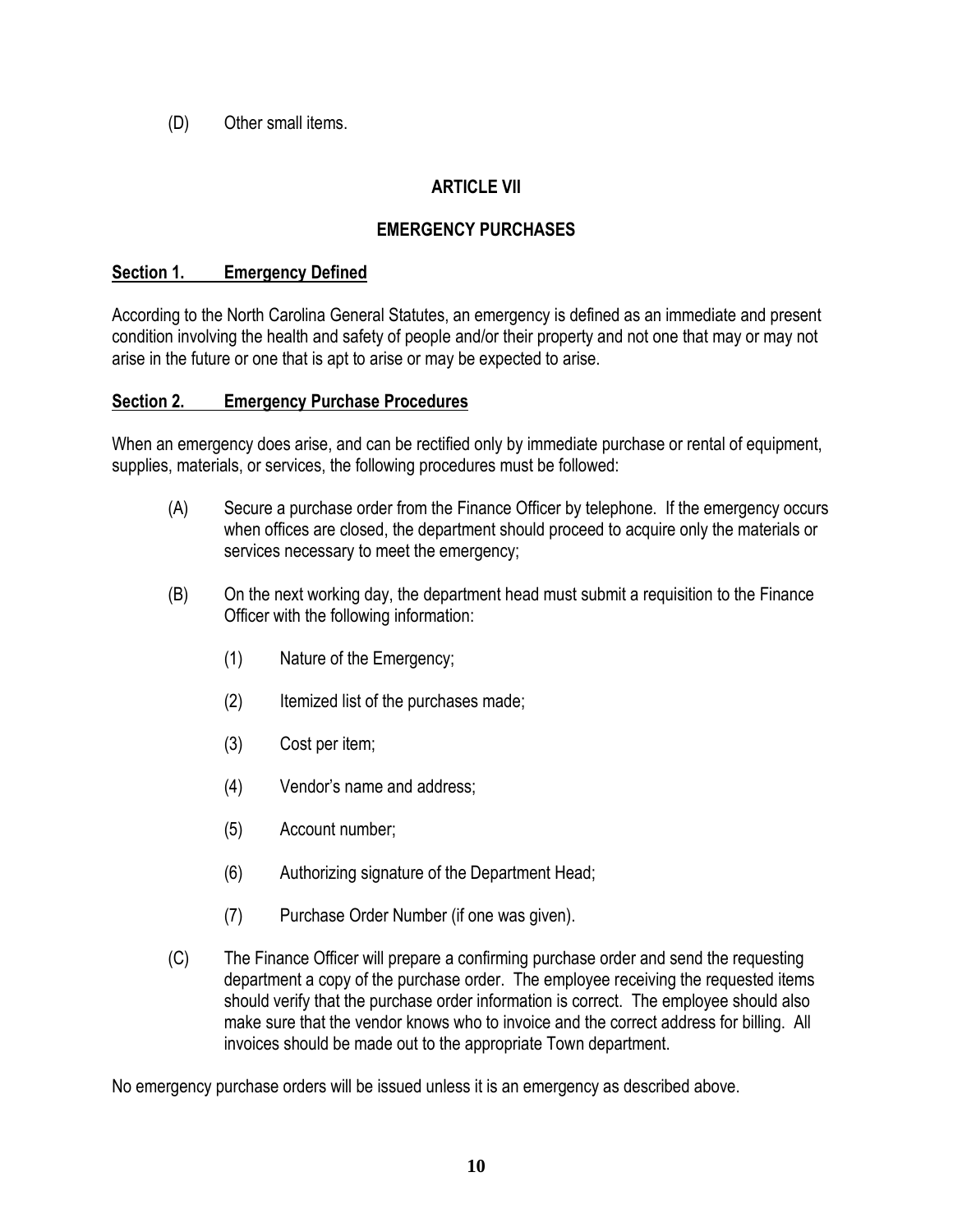(D) Other small items.

## ARTICLE VII

## EMERGENCY PURCHASES

**<u>Section 1. Emergency Defined</u>**

According to the North Carolina General Statutes, an emergency is defined as an immediate and present condition involving the health and safety of people and/or their property and not one that may or may not arise in the future or one that is apt to arise or may be expected to arise.

**<u>Section 2. Emergency Purchase Procedures</u>**

When an emergency does arise, and can be rectified only by immediate purchase or rental of equipment, supplies, materials, or services, the following procedures must be followed:

(A) Secure a purchase order from the Finance Officer by telephone. If the emergency occurs when offices are closed, the department should proceed to acquire only the materials or services necessary to meet the emergency;

(B) On the next working day, the department head must submit a requisition to the Finance Officer with the following information:

 (1) Nature of the Emergency;

 (2) Itemized list of the purchases made;

 (3) Cost per item;

 (4) Vendor's name and address;

 (5) Account number;

 (6) Authorizing signature of the Department Head;

 (7) Purchase Order Number (if one was given).

(C) The Finance Officer will prepare a confirming purchase order and send the requesting department a copy of the purchase order. The employee receiving the requested items should verify that the purchase order information is correct. The employee should also make sure that the vendor knows who to invoice and the correct address for billing. All invoices should be made out to the appropriate Town department.

No emergency purchase orders will be issued unless it is an emergency as described above.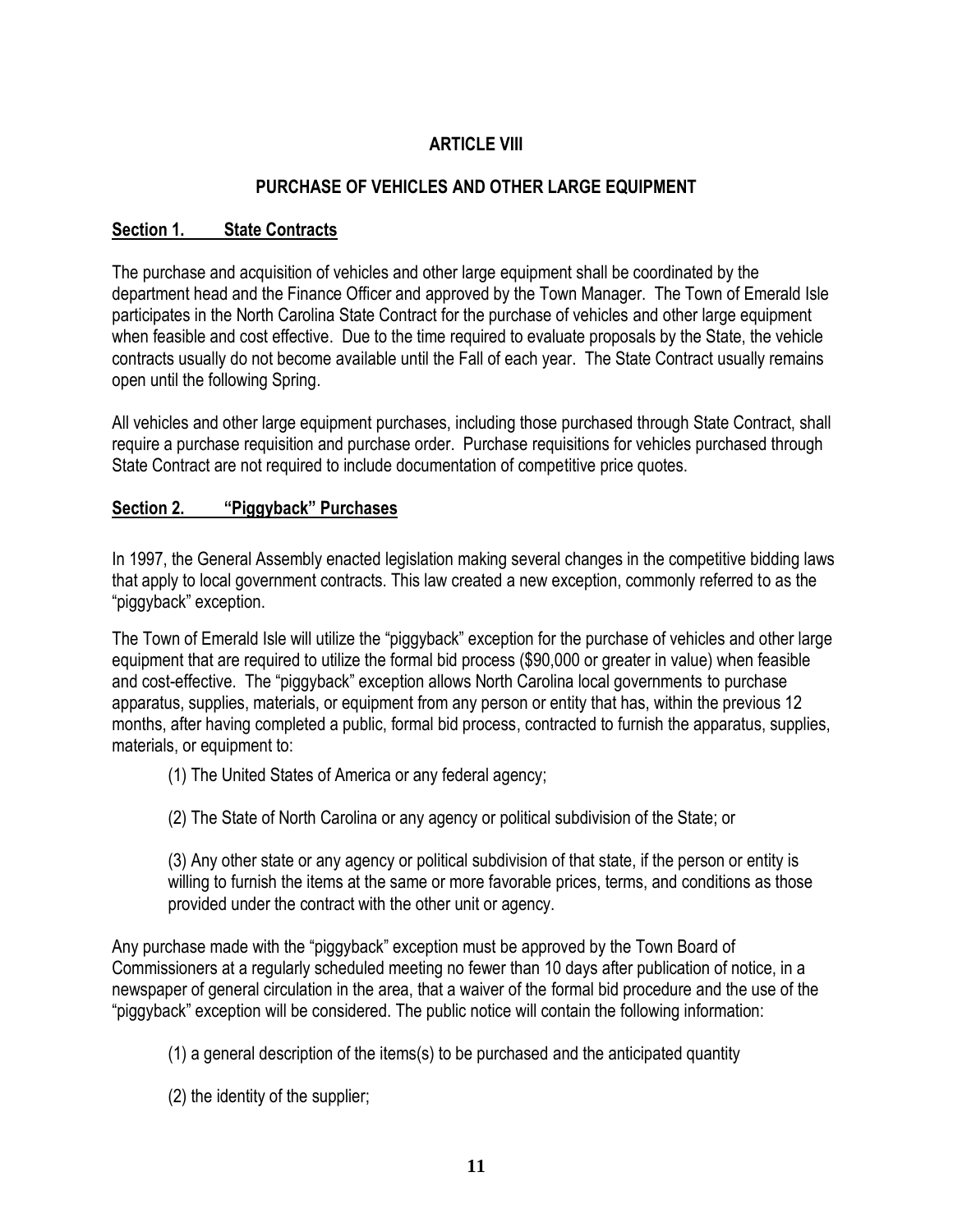## ARTICLE VIII

## PURCHASE OF VEHICLES AND OTHER LARGE EQUIPMENT

### Section 1. State Contracts

The purchase and acquisition of vehicles and other large equipment shall be coordinated by the department head and the Finance Officer and approved by the Town Manager. The Town of Emerald Isle participates in the North Carolina State Contract for the purchase of vehicles and other large equipment when feasible and cost effective. Due to the time required to evaluate proposals by the State, the vehicle contracts usually do not become available until the Fall of each year. The State Contract usually remains open until the following Spring.

All vehicles and other large equipment purchases, including those purchased through State Contract, shall require a purchase requisition and purchase order. Purchase requisitions for vehicles purchased through State Contract are not required to include documentation of competitive price quotes.

### Section 2. "Piggyback" Purchases

In 1997, the General Assembly enacted legislation making several changes in the competitive bidding laws that apply to local government contracts. This law created a new exception, commonly referred to as the "piggyback" exception.

The Town of Emerald Isle will utilize the "piggyback" exception for the purchase of vehicles and other large equipment that are required to utilize the formal bid process ($90,000 or greater in value) when feasible and cost-effective. The "piggyback" exception allows North Carolina local governments to purchase apparatus, supplies, materials, or equipment from any person or entity that has, within the previous 12 months, after having completed a public, formal bid process, contracted to furnish the apparatus, supplies, materials, or equipment to:

(1) The United States of America or any federal agency;

(2) The State of North Carolina or any agency or political subdivision of the State; or

(3) Any other state or any agency or political subdivision of that state, if the person or entity is willing to furnish the items at the same or more favorable prices, terms, and conditions as those provided under the contract with the other unit or agency.

Any purchase made with the "piggyback" exception must be approved by the Town Board of Commissioners at a regularly scheduled meeting no fewer than 10 days after publication of notice, in a newspaper of general circulation in the area, that a waiver of the formal bid procedure and the use of the "piggyback" exception will be considered. The public notice will contain the following information:

(1) a general description of the items(s) to be purchased and the anticipated quantity

(2) the identity of the supplier;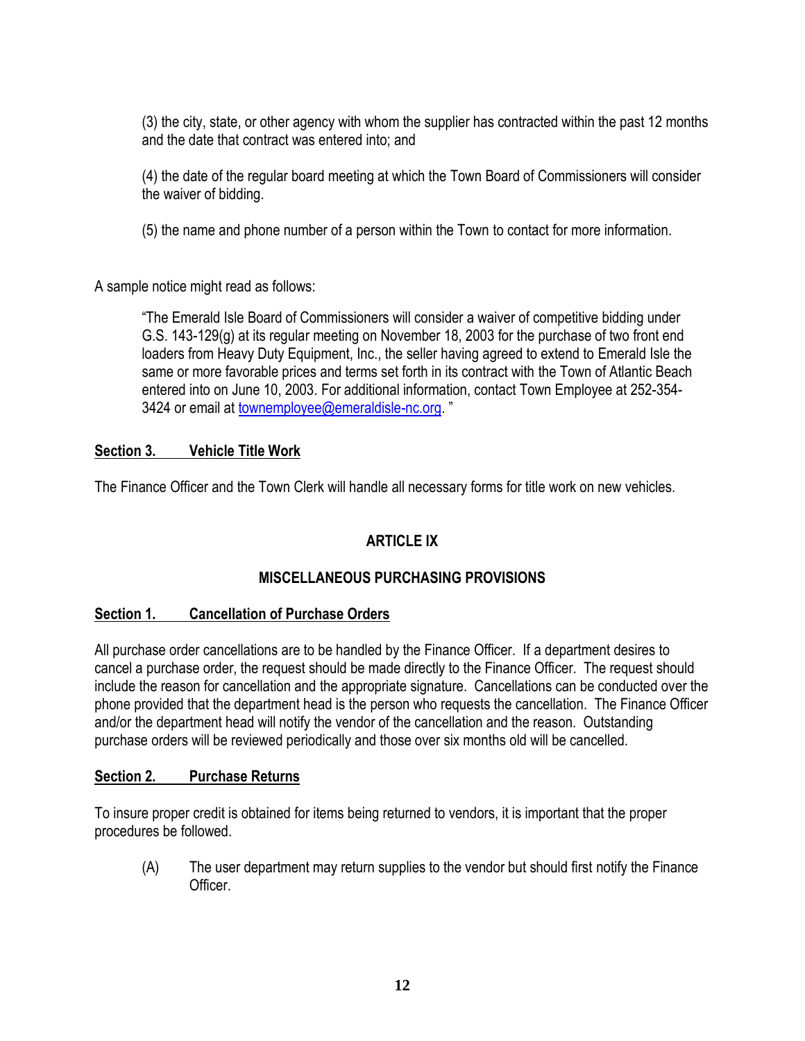(3) the city, state, or other agency with whom the supplier has contracted within the past 12 months and the date that contract was entered into; and

(4) the date of the regular board meeting at which the Town Board of Commissioners will consider the waiver of bidding.

(5) the name and phone number of a person within the Town to contact for more information.

A sample notice might read as follows:

> "The Emerald Isle Board of Commissioners will consider a waiver of competitive bidding under G.S. 143-129(g) at its regular meeting on November 18, 2003 for the purchase of two front end loaders from Heavy Duty Equipment, Inc., the seller having agreed to extend to Emerald Isle the same or more favorable prices and terms set forth in its contract with the Town of Atlantic Beach entered into on June 10, 2003. For additional information, contact Town Employee at 252-354-3424 or email at townemployee@emeraldisle-nc.org. "

**Section 3. Vehicle Title Work**

The Finance Officer and the Town Clerk will handle all necessary forms for title work on new vehicles.

## ARTICLE IX

## MISCELLANEOUS PURCHASING PROVISIONS

**Section 1. Cancellation of Purchase Orders**

All purchase order cancellations are to be handled by the Finance Officer. If a department desires to cancel a purchase order, the request should be made directly to the Finance Officer. The request should include the reason for cancellation and the appropriate signature. Cancellations can be conducted over the phone provided that the department head is the person who requests the cancellation. The Finance Officer and/or the department head will notify the vendor of the cancellation and the reason. Outstanding purchase orders will be reviewed periodically and those over six months old will be cancelled.

**Section 2. Purchase Returns**

To insure proper credit is obtained for items being returned to vendors, it is important that the proper procedures be followed.

(A) The user department may return supplies to the vendor but should first notify the Finance Officer.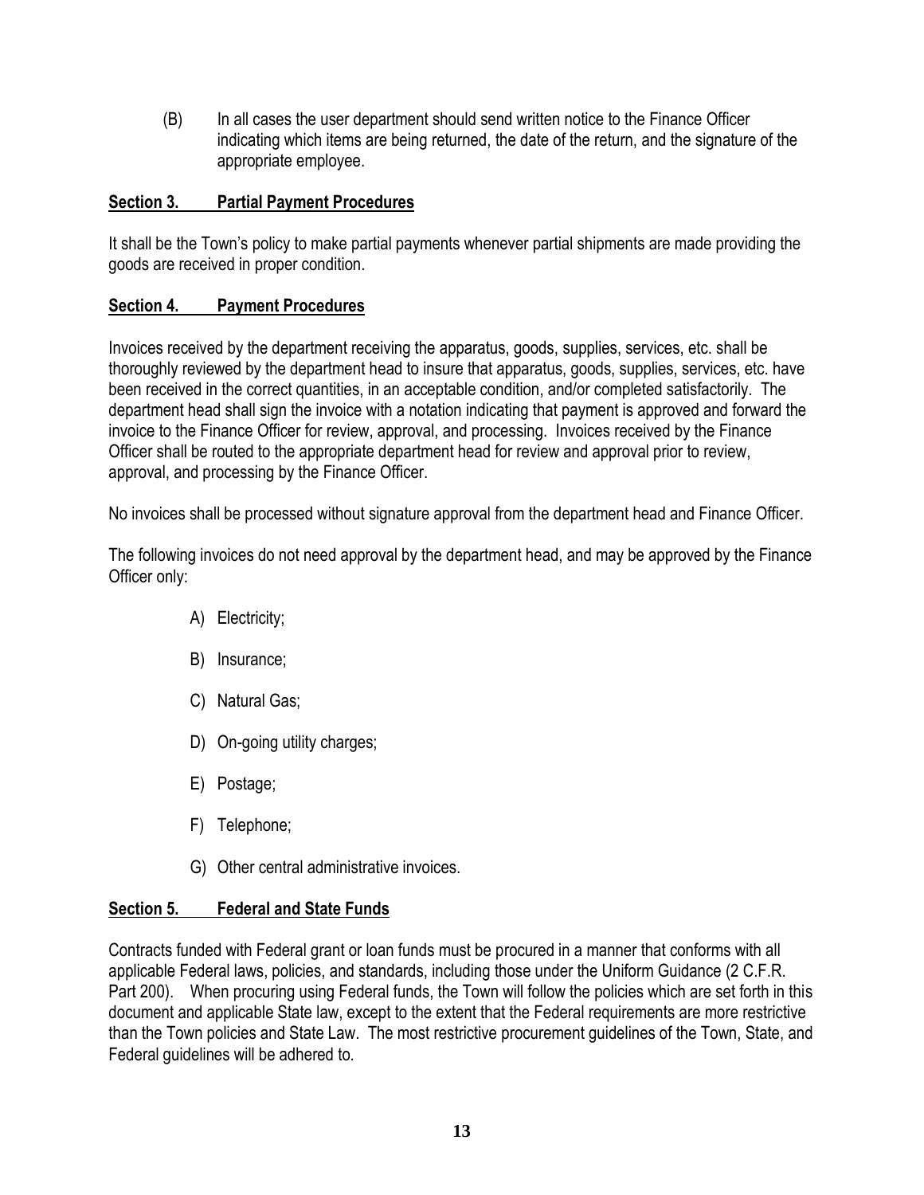(B) In all cases the user department should send written notice to the Finance Officer indicating which items are being returned, the date of the return, and the signature of the appropriate employee.

**Section 3. Partial Payment Procedures**

It shall be the Town's policy to make partial payments whenever partial shipments are made providing the goods are received in proper condition.

**Section 4. Payment Procedures**

Invoices received by the department receiving the apparatus, goods, supplies, services, etc. shall be thoroughly reviewed by the department head to insure that apparatus, goods, supplies, services, etc. have been received in the correct quantities, in an acceptable condition, and/or completed satisfactorily. The department head shall sign the invoice with a notation indicating that payment is approved and forward the invoice to the Finance Officer for review, approval, and processing. Invoices received by the Finance Officer shall be routed to the appropriate department head for review and approval prior to review, approval, and processing by the Finance Officer.

No invoices shall be processed without signature approval from the department head and Finance Officer.

The following invoices do not need approval by the department head, and may be approved by the Finance Officer only:

A) Electricity;

B) Insurance;

C) Natural Gas;

D) On-going utility charges;

E) Postage;

F) Telephone;

G) Other central administrative invoices.

**Section 5. Federal and State Funds**

Contracts funded with Federal grant or loan funds must be procured in a manner that conforms with all applicable Federal laws, policies, and standards, including those under the Uniform Guidance (2 C.F.R. Part 200). When procuring using Federal funds, the Town will follow the policies which are set forth in this document and applicable State law, except to the extent that the Federal requirements are more restrictive than the Town policies and State Law. The most restrictive procurement guidelines of the Town, State, and Federal guidelines will be adhered to.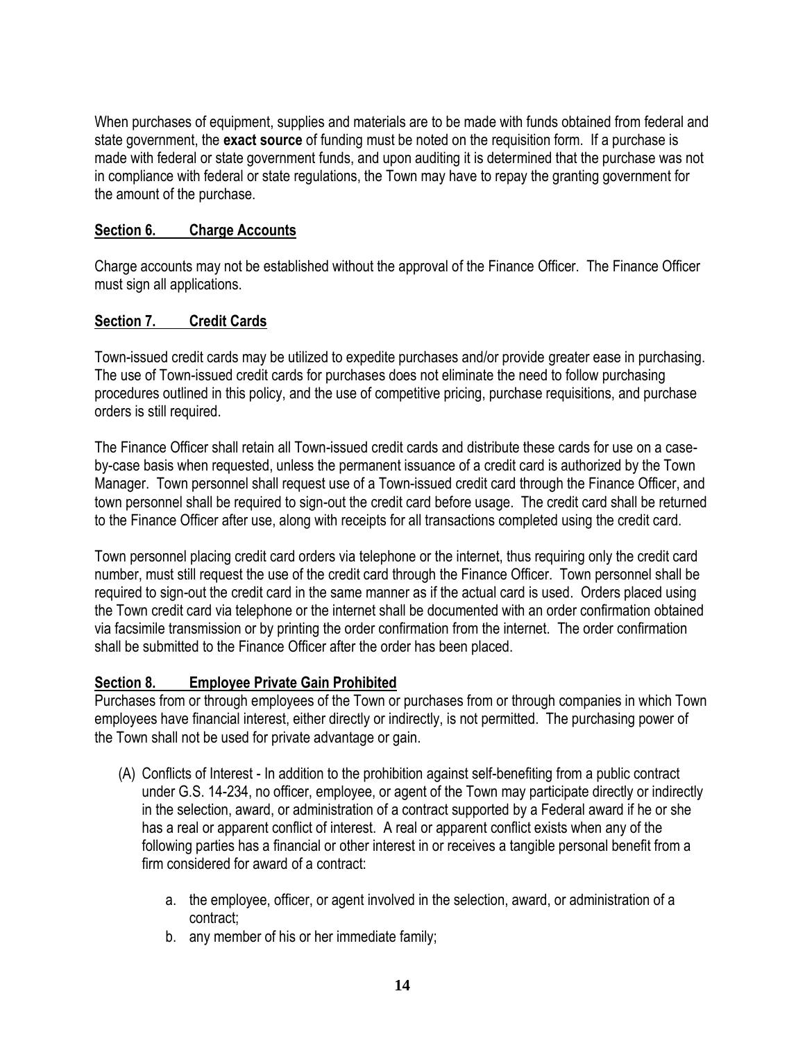When purchases of equipment, supplies and materials are to be made with funds obtained from federal and state government, the **exact source** of funding must be noted on the requisition form. If a purchase is made with federal or state government funds, and upon auditing it is determined that the purchase was not in compliance with federal or state regulations, the Town may have to repay the granting government for the amount of the purchase.

## Section 6. Charge Accounts

Charge accounts may not be established without the approval of the Finance Officer. The Finance Officer must sign all applications.

## Section 7. Credit Cards

Town-issued credit cards may be utilized to expedite purchases and/or provide greater ease in purchasing. The use of Town-issued credit cards for purchases does not eliminate the need to follow purchasing procedures outlined in this policy, and the use of competitive pricing, purchase requisitions, and purchase orders is still required.

The Finance Officer shall retain all Town-issued credit cards and distribute these cards for use on a case-by-case basis when requested, unless the permanent issuance of a credit card is authorized by the Town Manager. Town personnel shall request use of a Town-issued credit card through the Finance Officer, and town personnel shall be required to sign-out the credit card before usage. The credit card shall be returned to the Finance Officer after use, along with receipts for all transactions completed using the credit card.

Town personnel placing credit card orders via telephone or the internet, thus requiring only the credit card number, must still request the use of the credit card through the Finance Officer. Town personnel shall be required to sign-out the credit card in the same manner as if the actual card is used. Orders placed using the Town credit card via telephone or the internet shall be documented with an order confirmation obtained via facsimile transmission or by printing the order confirmation from the internet. The order confirmation shall be submitted to the Finance Officer after the order has been placed.

## Section 8. Employee Private Gain Prohibited

Purchases from or through employees of the Town or purchases from or through companies in which Town employees have financial interest, either directly or indirectly, is not permitted. The purchasing power of the Town shall not be used for private advantage or gain.

(A) Conflicts of Interest - In addition to the prohibition against self-benefiting from a public contract under G.S. 14-234, no officer, employee, or agent of the Town may participate directly or indirectly in the selection, award, or administration of a contract supported by a Federal award if he or she has a real or apparent conflict of interest. A real or apparent conflict exists when any of the following parties has a financial or other interest in or receives a tangible personal benefit from a firm considered for award of a contract:

   a. the employee, officer, or agent involved in the selection, award, or administration of a contract;
   b. any member of his or her immediate family;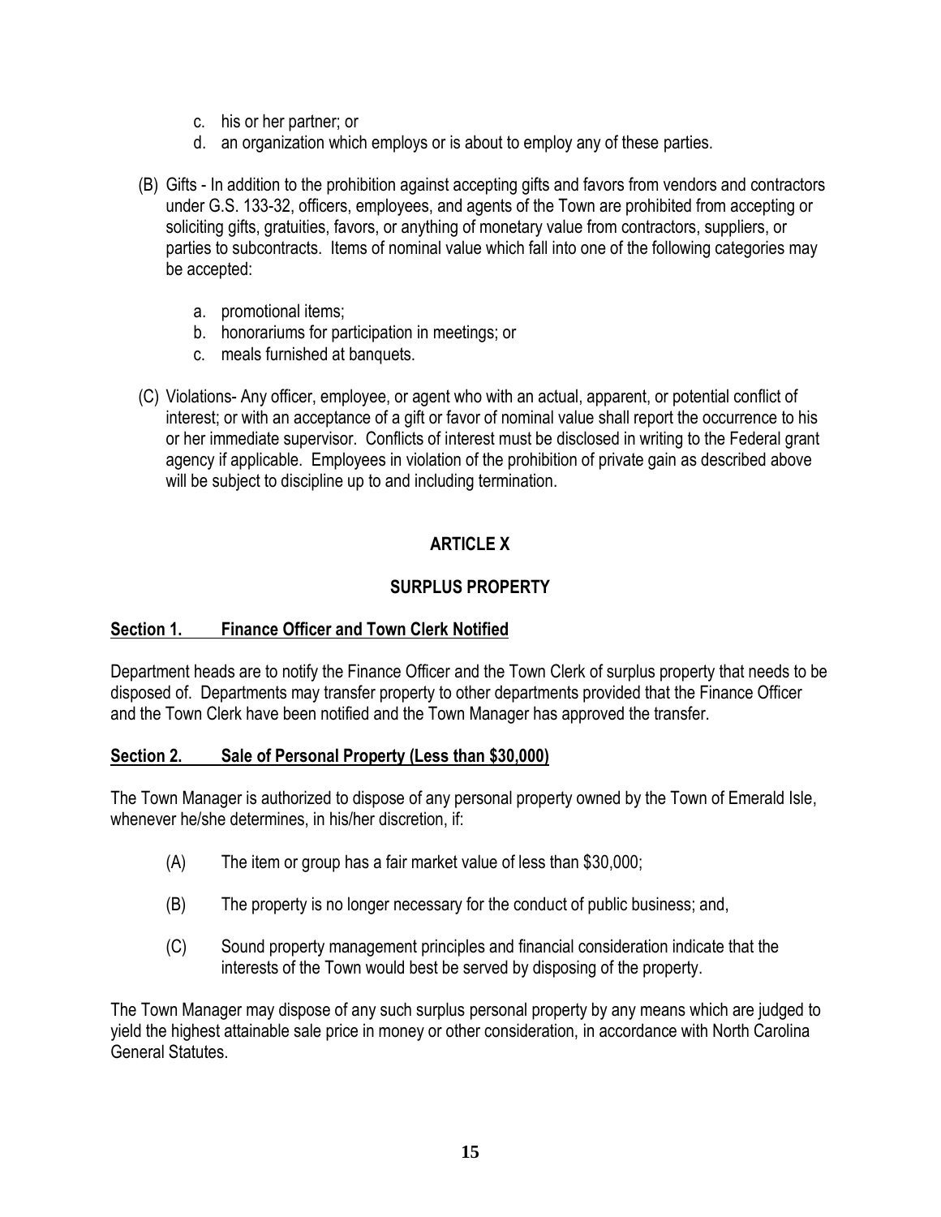c. his or her partner; or
d. an organization which employs or is about to employ any of these parties.

(B) Gifts - In addition to the prohibition against accepting gifts and favors from vendors and contractors under G.S. 133-32, officers, employees, and agents of the Town are prohibited from accepting or soliciting gifts, gratuities, favors, or anything of monetary value from contractors, suppliers, or parties to subcontracts. Items of nominal value which fall into one of the following categories may be accepted:

a. promotional items;
b. honorariums for participation in meetings; or
c. meals furnished at banquets.

(C) Violations- Any officer, employee, or agent who with an actual, apparent, or potential conflict of interest; or with an acceptance of a gift or favor of nominal value shall report the occurrence to his or her immediate supervisor. Conflicts of interest must be disclosed in writing to the Federal grant agency if applicable. Employees in violation of the prohibition of private gain as described above will be subject to discipline up to and including termination.

## ARTICLE X

## SURPLUS PROPERTY

**Section 1. Finance Officer and Town Clerk Notified**

Department heads are to notify the Finance Officer and the Town Clerk of surplus property that needs to be disposed of. Departments may transfer property to other departments provided that the Finance Officer and the Town Clerk have been notified and the Town Manager has approved the transfer.

**Section 2. Sale of Personal Property (Less than $30,000)**

The Town Manager is authorized to dispose of any personal property owned by the Town of Emerald Isle, whenever he/she determines, in his/her discretion, if:

(A) The item or group has a fair market value of less than $30,000;

(B) The property is no longer necessary for the conduct of public business; and,

(C) Sound property management principles and financial consideration indicate that the interests of the Town would best be served by disposing of the property.

The Town Manager may dispose of any such surplus personal property by any means which are judged to yield the highest attainable sale price in money or other consideration, in accordance with North Carolina General Statutes.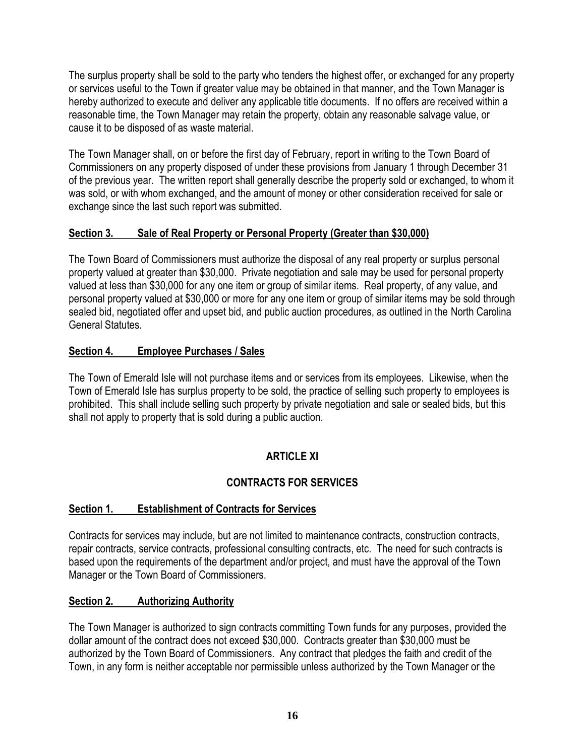The surplus property shall be sold to the party who tenders the highest offer, or exchanged for any property or services useful to the Town if greater value may be obtained in that manner, and the Town Manager is hereby authorized to execute and deliver any applicable title documents. If no offers are received within a reasonable time, the Town Manager may retain the property, obtain any reasonable salvage value, or cause it to be disposed of as waste material.

The Town Manager shall, on or before the first day of February, report in writing to the Town Board of Commissioners on any property disposed of under these provisions from January 1 through December 31 of the previous year. The written report shall generally describe the property sold or exchanged, to whom it was sold, or with whom exchanged, and the amount of money or other consideration received for sale or exchange since the last such report was submitted.

### Section 3. Sale of Real Property or Personal Property (Greater than $30,000)

The Town Board of Commissioners must authorize the disposal of any real property or surplus personal property valued at greater than $30,000. Private negotiation and sale may be used for personal property valued at less than $30,000 for any one item or group of similar items. Real property, of any value, and personal property valued at $30,000 or more for any one item or group of similar items may be sold through sealed bid, negotiated offer and upset bid, and public auction procedures, as outlined in the North Carolina General Statutes.

### Section 4. Employee Purchases / Sales

The Town of Emerald Isle will not purchase items and or services from its employees. Likewise, when the Town of Emerald Isle has surplus property to be sold, the practice of selling such property to employees is prohibited. This shall include selling such property by private negotiation and sale or sealed bids, but this shall not apply to property that is sold during a public auction.

## ARTICLE XI

## CONTRACTS FOR SERVICES

### Section 1. Establishment of Contracts for Services

Contracts for services may include, but are not limited to maintenance contracts, construction contracts, repair contracts, service contracts, professional consulting contracts, etc. The need for such contracts is based upon the requirements of the department and/or project, and must have the approval of the Town Manager or the Town Board of Commissioners.

### Section 2. Authorizing Authority

The Town Manager is authorized to sign contracts committing Town funds for any purposes, provided the dollar amount of the contract does not exceed $30,000. Contracts greater than $30,000 must be authorized by the Town Board of Commissioners. Any contract that pledges the faith and credit of the Town, in any form is neither acceptable nor permissible unless authorized by the Town Manager or the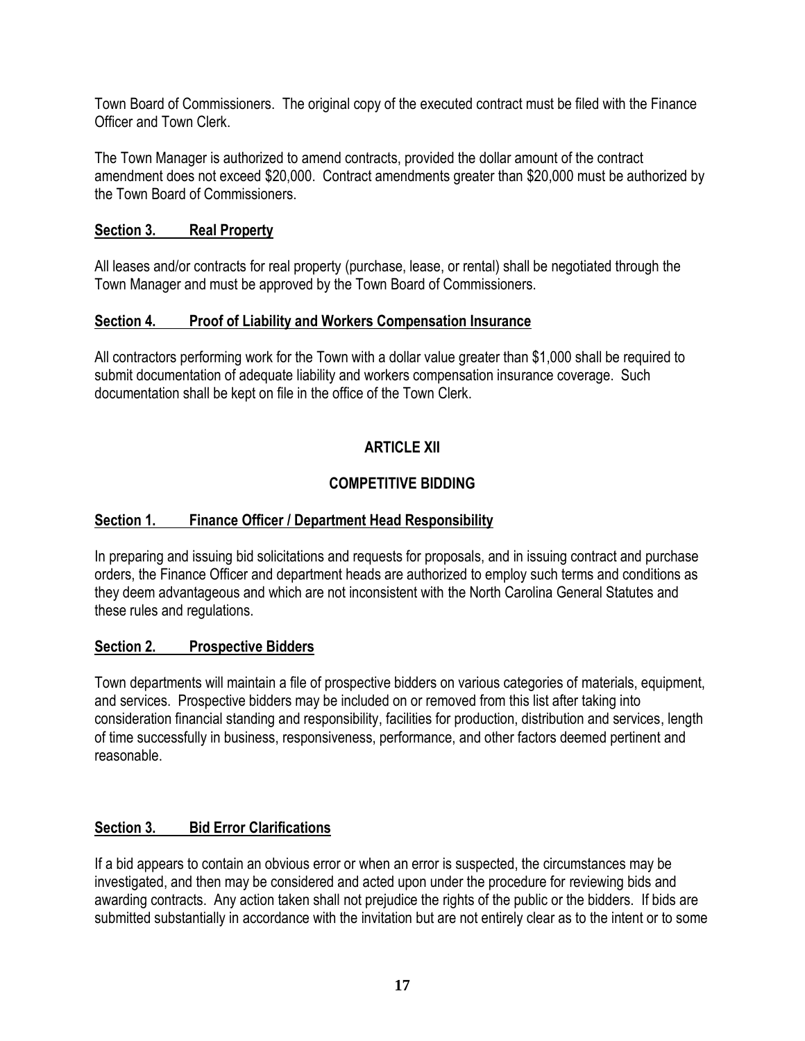Town Board of Commissioners. The original copy of the executed contract must be filed with the Finance Officer and Town Clerk.

The Town Manager is authorized to amend contracts, provided the dollar amount of the contract amendment does not exceed $20,000. Contract amendments greater than $20,000 must be authorized by the Town Board of Commissioners.

### Section 3. Real Property

All leases and/or contracts for real property (purchase, lease, or rental) shall be negotiated through the Town Manager and must be approved by the Town Board of Commissioners.

### Section 4. Proof of Liability and Workers Compensation Insurance

All contractors performing work for the Town with a dollar value greater than $1,000 shall be required to submit documentation of adequate liability and workers compensation insurance coverage. Such documentation shall be kept on file in the office of the Town Clerk.

## ARTICLE XII

## COMPETITIVE BIDDING

### Section 1. Finance Officer / Department Head Responsibility

In preparing and issuing bid solicitations and requests for proposals, and in issuing contract and purchase orders, the Finance Officer and department heads are authorized to employ such terms and conditions as they deem advantageous and which are not inconsistent with the North Carolina General Statutes and these rules and regulations.

### Section 2. Prospective Bidders

Town departments will maintain a file of prospective bidders on various categories of materials, equipment, and services. Prospective bidders may be included on or removed from this list after taking into consideration financial standing and responsibility, facilities for production, distribution and services, length of time successfully in business, responsiveness, performance, and other factors deemed pertinent and reasonable.

### Section 3. Bid Error Clarifications

If a bid appears to contain an obvious error or when an error is suspected, the circumstances may be investigated, and then may be considered and acted upon under the procedure for reviewing bids and awarding contracts. Any action taken shall not prejudice the rights of the public or the bidders. If bids are submitted substantially in accordance with the invitation but are not entirely clear as to the intent or to some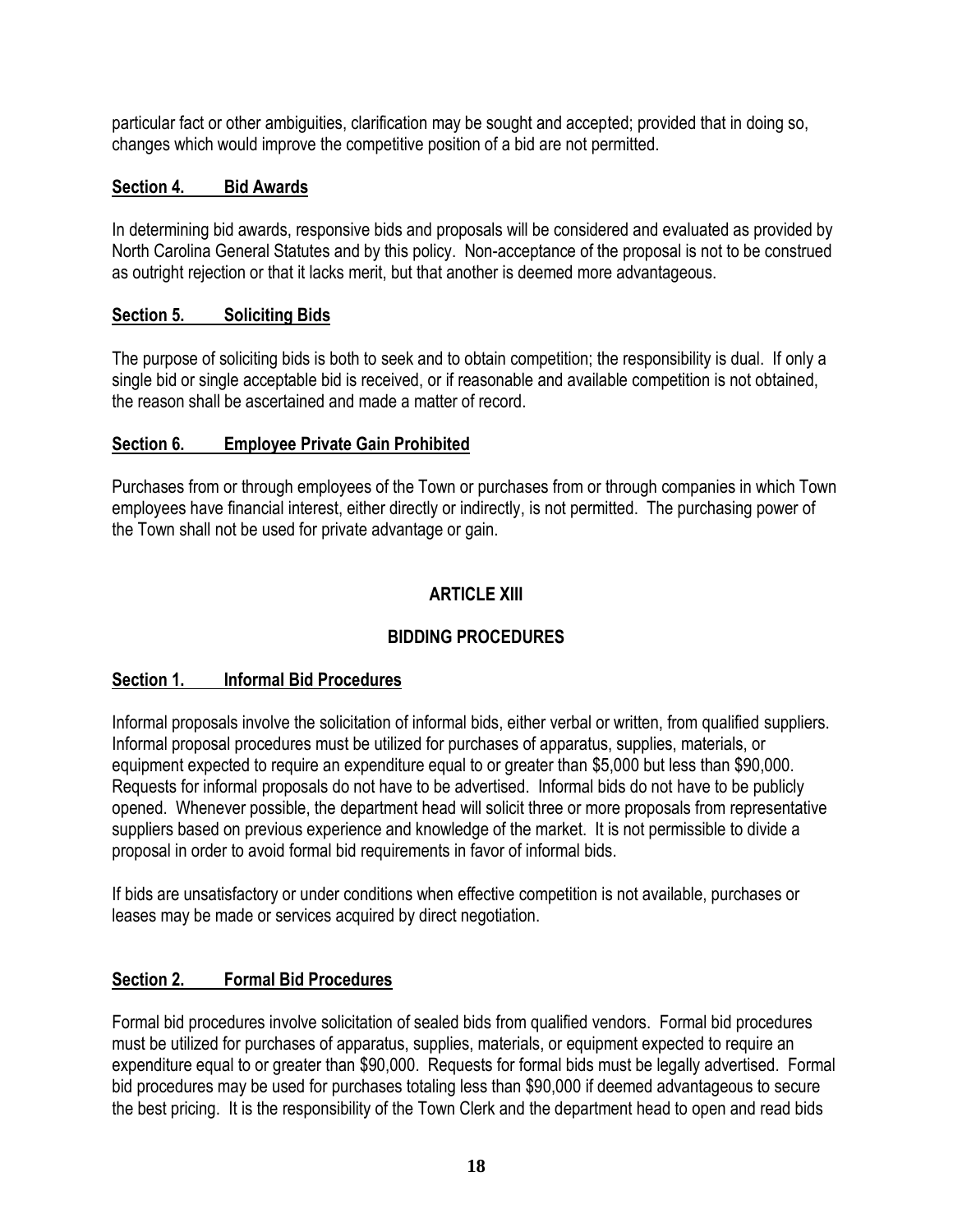particular fact or other ambiguities, clarification may be sought and accepted; provided that in doing so, changes which would improve the competitive position of a bid are not permitted.

**Section 4. Bid Awards**

In determining bid awards, responsive bids and proposals will be considered and evaluated as provided by North Carolina General Statutes and by this policy. Non-acceptance of the proposal is not to be construed as outright rejection or that it lacks merit, but that another is deemed more advantageous.

**Section 5. Soliciting Bids**

The purpose of soliciting bids is both to seek and to obtain competition; the responsibility is dual. If only a single bid or single acceptable bid is received, or if reasonable and available competition is not obtained, the reason shall be ascertained and made a matter of record.

**Section 6. Employee Private Gain Prohibited**

Purchases from or through employees of the Town or purchases from or through companies in which Town employees have financial interest, either directly or indirectly, is not permitted. The purchasing power of the Town shall not be used for private advantage or gain.

## ARTICLE XIII

## BIDDING PROCEDURES

**Section 1. Informal Bid Procedures**

Informal proposals involve the solicitation of informal bids, either verbal or written, from qualified suppliers. Informal proposal procedures must be utilized for purchases of apparatus, supplies, materials, or equipment expected to require an expenditure equal to or greater than $5,000 but less than $90,000. Requests for informal proposals do not have to be advertised. Informal bids do not have to be publicly opened. Whenever possible, the department head will solicit three or more proposals from representative suppliers based on previous experience and knowledge of the market. It is not permissible to divide a proposal in order to avoid formal bid requirements in favor of informal bids.

If bids are unsatisfactory or under conditions when effective competition is not available, purchases or leases may be made or services acquired by direct negotiation.

**Section 2. Formal Bid Procedures**

Formal bid procedures involve solicitation of sealed bids from qualified vendors. Formal bid procedures must be utilized for purchases of apparatus, supplies, materials, or equipment expected to require an expenditure equal to or greater than $90,000. Requests for formal bids must be legally advertised. Formal bid procedures may be used for purchases totaling less than $90,000 if deemed advantageous to secure the best pricing. It is the responsibility of the Town Clerk and the department head to open and read bids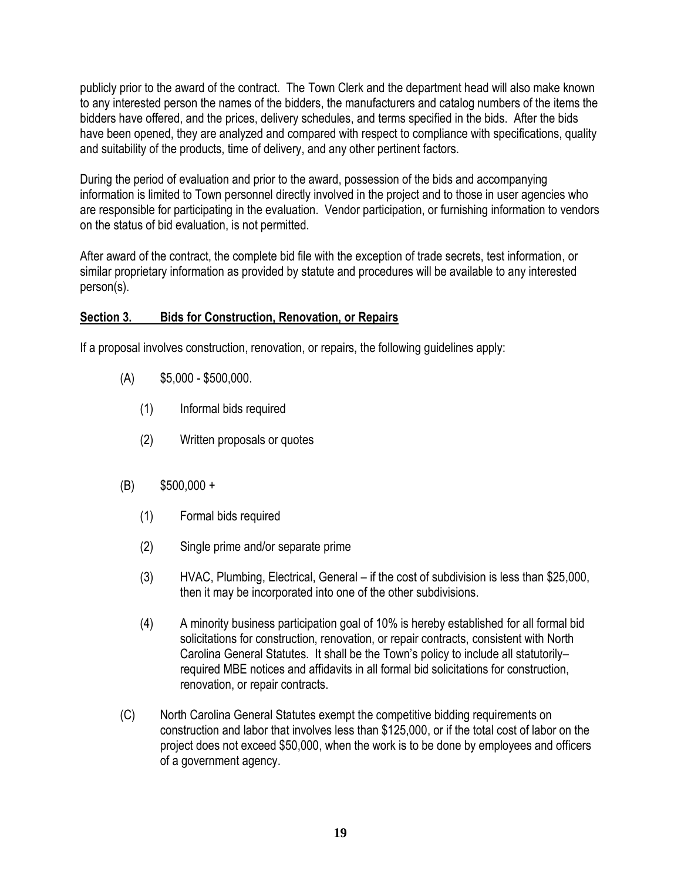publicly prior to the award of the contract. The Town Clerk and the department head will also make known to any interested person the names of the bidders, the manufacturers and catalog numbers of the items the bidders have offered, and the prices, delivery schedules, and terms specified in the bids. After the bids have been opened, they are analyzed and compared with respect to compliance with specifications, quality and suitability of the products, time of delivery, and any other pertinent factors.

During the period of evaluation and prior to the award, possession of the bids and accompanying information is limited to Town personnel directly involved in the project and to those in user agencies who are responsible for participating in the evaluation. Vendor participation, or furnishing information to vendors on the status of bid evaluation, is not permitted.

After award of the contract, the complete bid file with the exception of trade secrets, test information, or similar proprietary information as provided by statute and procedures will be available to any interested person(s).

**Section 3. Bids for Construction, Renovation, or Repairs**

If a proposal involves construction, renovation, or repairs, the following guidelines apply:

(A) $5,000 - $500,000.

  (1) Informal bids required

  (2) Written proposals or quotes

(B) $500,000 +

  (1) Formal bids required

  (2) Single prime and/or separate prime

  (3) HVAC, Plumbing, Electrical, General – if the cost of subdivision is less than $25,000, then it may be incorporated into one of the other subdivisions.

  (4) A minority business participation goal of 10% is hereby established for all formal bid solicitations for construction, renovation, or repair contracts, consistent with North Carolina General Statutes. It shall be the Town's policy to include all statutorily–required MBE notices and affidavits in all formal bid solicitations for construction, renovation, or repair contracts.

(C) North Carolina General Statutes exempt the competitive bidding requirements on construction and labor that involves less than $125,000, or if the total cost of labor on the project does not exceed $50,000, when the work is to be done by employees and officers of a government agency.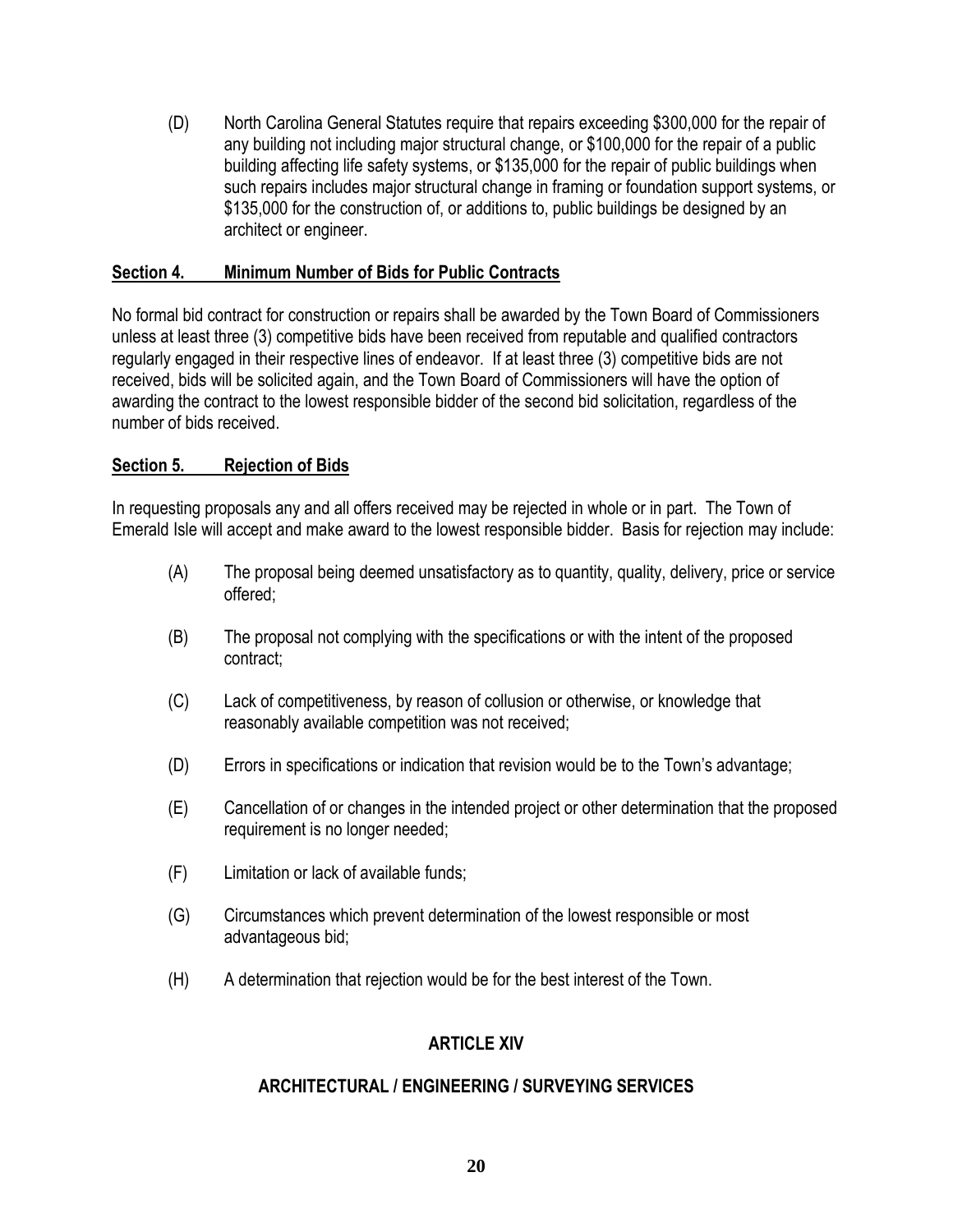(D) North Carolina General Statutes require that repairs exceeding $300,000 for the repair of any building not including major structural change, or $100,000 for the repair of a public building affecting life safety systems, or $135,000 for the repair of public buildings when such repairs includes major structural change in framing or foundation support systems, or $135,000 for the construction of, or additions to, public buildings be designed by an architect or engineer.

## Section 4. Minimum Number of Bids for Public Contracts

No formal bid contract for construction or repairs shall be awarded by the Town Board of Commissioners unless at least three (3) competitive bids have been received from reputable and qualified contractors regularly engaged in their respective lines of endeavor. If at least three (3) competitive bids are not received, bids will be solicited again, and the Town Board of Commissioners will have the option of awarding the contract to the lowest responsible bidder of the second bid solicitation, regardless of the number of bids received.

## Section 5. Rejection of Bids

In requesting proposals any and all offers received may be rejected in whole or in part. The Town of Emerald Isle will accept and make award to the lowest responsible bidder. Basis for rejection may include:

(A) The proposal being deemed unsatisfactory as to quantity, quality, delivery, price or service offered;

(B) The proposal not complying with the specifications or with the intent of the proposed contract;

(C) Lack of competitiveness, by reason of collusion or otherwise, or knowledge that reasonably available competition was not received;

(D) Errors in specifications or indication that revision would be to the Town's advantage;

(E) Cancellation of or changes in the intended project or other determination that the proposed requirement is no longer needed;

(F) Limitation or lack of available funds;

(G) Circumstances which prevent determination of the lowest responsible or most advantageous bid;

(H) A determination that rejection would be for the best interest of the Town.

# ARTICLE XIV

# ARCHITECTURAL / ENGINEERING / SURVEYING SERVICES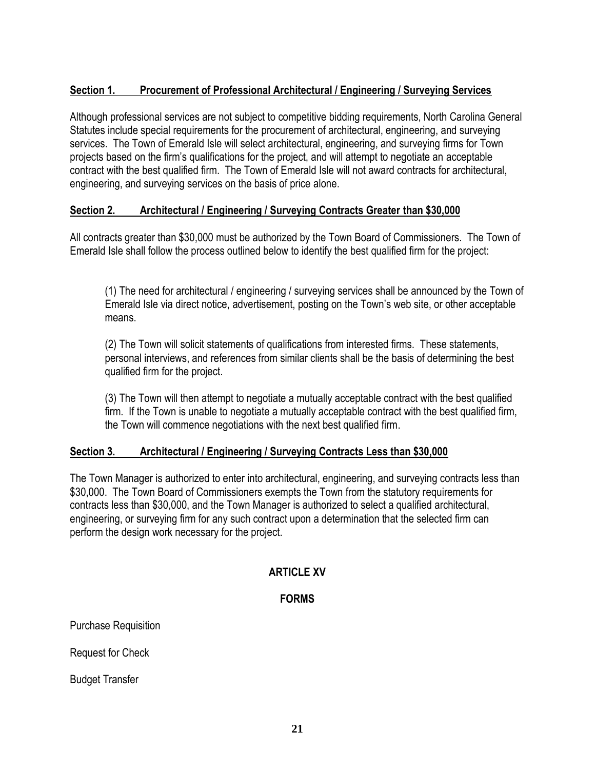### Section 1. Procurement of Professional Architectural / Engineering / Surveying Services

Although professional services are not subject to competitive bidding requirements, North Carolina General Statutes include special requirements for the procurement of architectural, engineering, and surveying services. The Town of Emerald Isle will select architectural, engineering, and surveying firms for Town projects based on the firm's qualifications for the project, and will attempt to negotiate an acceptable contract with the best qualified firm. The Town of Emerald Isle will not award contracts for architectural, engineering, and surveying services on the basis of price alone.

### Section 2. Architectural / Engineering / Surveying Contracts Greater than $30,000

All contracts greater than $30,000 must be authorized by the Town Board of Commissioners. The Town of Emerald Isle shall follow the process outlined below to identify the best qualified firm for the project:

(1) The need for architectural / engineering / surveying services shall be announced by the Town of Emerald Isle via direct notice, advertisement, posting on the Town's web site, or other acceptable means.

(2) The Town will solicit statements of qualifications from interested firms. These statements, personal interviews, and references from similar clients shall be the basis of determining the best qualified firm for the project.

(3) The Town will then attempt to negotiate a mutually acceptable contract with the best qualified firm. If the Town is unable to negotiate a mutually acceptable contract with the best qualified firm, the Town will commence negotiations with the next best qualified firm.

### Section 3. Architectural / Engineering / Surveying Contracts Less than $30,000

The Town Manager is authorized to enter into architectural, engineering, and surveying contracts less than $30,000. The Town Board of Commissioners exempts the Town from the statutory requirements for contracts less than $30,000, and the Town Manager is authorized to select a qualified architectural, engineering, or surveying firm for any such contract upon a determination that the selected firm can perform the design work necessary for the project.

## ARTICLE XV

## FORMS

Purchase Requisition

Request for Check

Budget Transfer